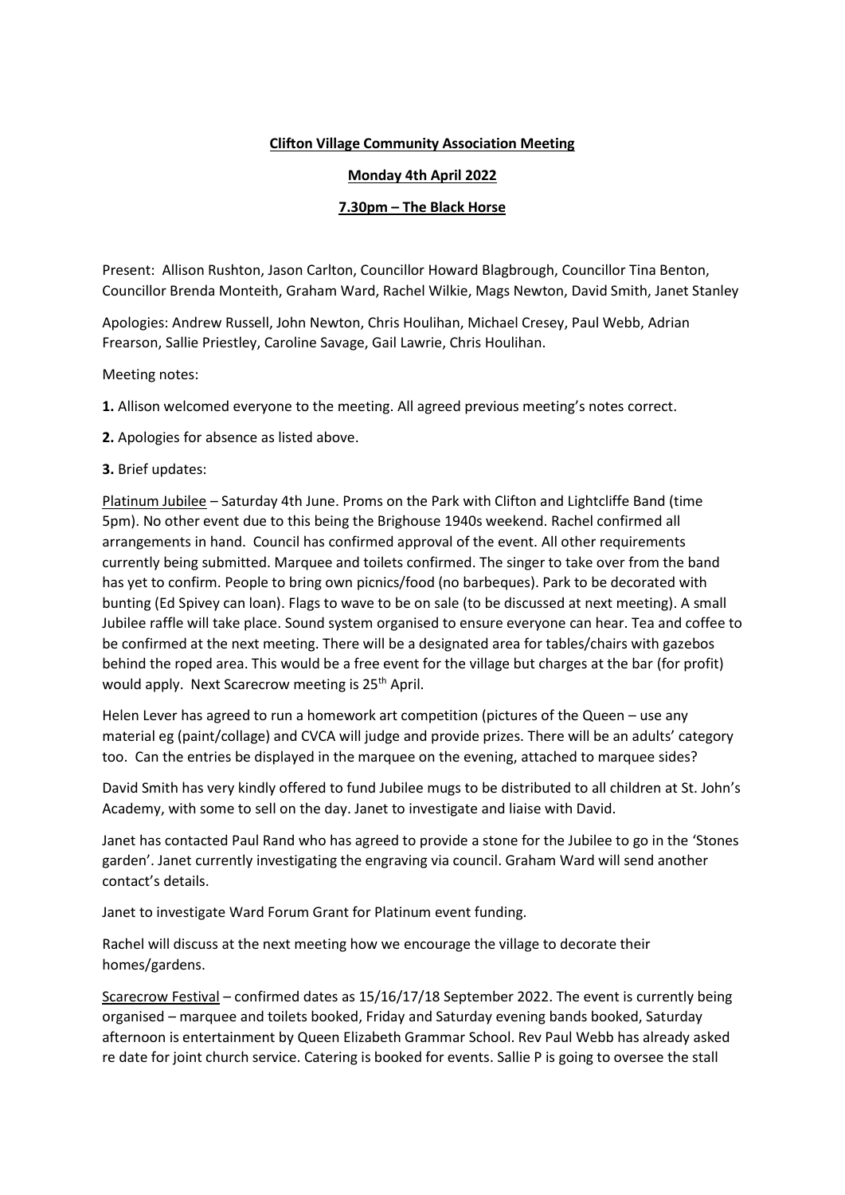**Clifton Village Community Association Meeting**

**Monday 4th April 2022**

**7.30pm – The Black Horse**

Present: Allison Rushton, Jason Carlton, Councillor Howard Blagbrough, Councillor Tina Benton, Councillor Brenda Monteith, Graham Ward, Rachel Wilkie, Mags Newton, David Smith, Janet Stanley

Apologies: Andrew Russell, John Newton, Chris Houlihan, Michael Cresey, Paul Webb, Adrian Frearson, Sallie Priestley, Caroline Savage, Gail Lawrie, Chris Houlihan.

Meeting notes:

**1.** Allison welcomed everyone to the meeting. All agreed previous meeting's notes correct.

**2.** Apologies for absence as listed above.

**3.** Brief updates:

Platinum Jubilee – Saturday 4th June. Proms on the Park with Clifton and Lightcliffe Band (time 5pm). No other event due to this being the Brighouse 1940s weekend. Rachel confirmed all arrangements in hand. Council has confirmed approval of the event. All other requirements currently being submitted. Marquee and toilets confirmed. The singer to take over from the band has yet to confirm. People to bring own picnics/food (no barbeques). Park to be decorated with bunting (Ed Spivey can loan). Flags to wave to be on sale (to be discussed at next meeting). A small Jubilee raffle will take place. Sound system organised to ensure everyone can hear. Tea and coffee to be confirmed at the next meeting. There will be a designated area for tables/chairs with gazebos behind the roped area. This would be a free event for the village but charges at the bar (for profit) would apply. Next Scarecrow meeting is 25th April.

Helen Lever has agreed to run a homework art competition (pictures of the Queen – use any material eg (paint/collage) and CVCA will judge and provide prizes. There will be an adults' category too. Can the entries be displayed in the marquee on the evening, attached to marquee sides?

David Smith has very kindly offered to fund Jubilee mugs to be distributed to all children at St. John's Academy, with some to sell on the day. Janet to investigate and liaise with David.

Janet has contacted Paul Rand who has agreed to provide a stone for the Jubilee to go in the 'Stones garden'. Janet currently investigating the engraving via council. Graham Ward will send another contact's details.

Janet to investigate Ward Forum Grant for Platinum event funding.

Rachel will discuss at the next meeting how we encourage the village to decorate their homes/gardens.

Scarecrow Festival – confirmed dates as 15/16/17/18 September 2022. The event is currently being organised – marquee and toilets booked, Friday and Saturday evening bands booked, Saturday afternoon is entertainment by Queen Elizabeth Grammar School. Rev Paul Webb has already asked re date for joint church service. Catering is booked for events. Sallie P is going to oversee the stall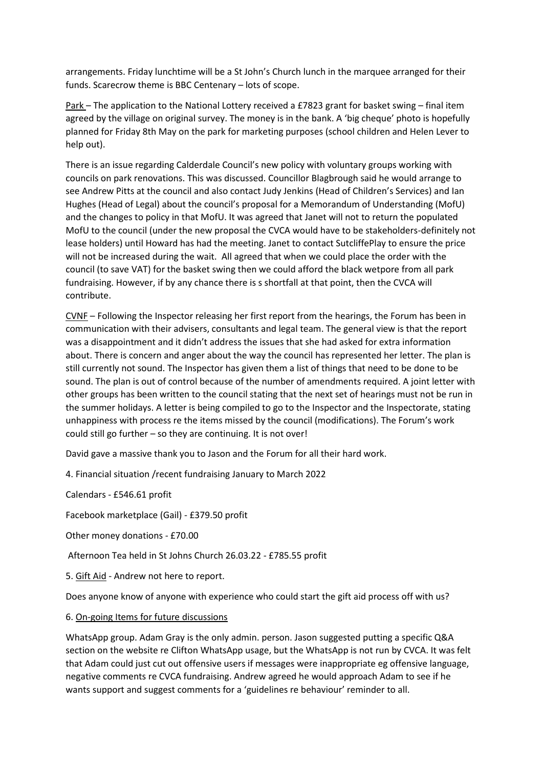arrangements. Friday lunchtime will be a St John's Church lunch in the marquee arranged for their funds. Scarecrow theme is BBC Centenary – lots of scope.

Park – The application to the National Lottery received a £7823 grant for basket swing – final item agreed by the village on original survey. The money is in the bank. A 'big cheque' photo is hopefully planned for Friday 8th May on the park for marketing purposes (school children and Helen Lever to help out).

There is an issue regarding Calderdale Council's new policy with voluntary groups working with councils on park renovations. This was discussed. Councillor Blagbrough said he would arrange to see Andrew Pitts at the council and also contact Judy Jenkins (Head of Children's Services) and Ian Hughes (Head of Legal) about the council's proposal for a Memorandum of Understanding (MofU) and the changes to policy in that MofU. It was agreed that Janet will not to return the populated MofU to the council (under the new proposal the CVCA would have to be stakeholders-definitely not lease holders) until Howard has had the meeting. Janet to contact SutcliffePlay to ensure the price will not be increased during the wait. All agreed that when we could place the order with the council (to save VAT) for the basket swing then we could afford the black wetpore from all park fundraising. However, if by any chance there is s shortfall at that point, then the CVCA will contribute.

CVNF – Following the Inspector releasing her first report from the hearings, the Forum has been in communication with their advisers, consultants and legal team. The general view is that the report was a disappointment and it didn't address the issues that she had asked for extra information about. There is concern and anger about the way the council has represented her letter. The plan is still currently not sound. The Inspector has given them a list of things that need to be done to be sound. The plan is out of control because of the number of amendments required. A joint letter with other groups has been written to the council stating that the next set of hearings must not be run in the summer holidays. A letter is being compiled to go to the Inspector and the Inspectorate, stating unhappiness with process re the items missed by the council (modifications). The Forum's work could still go further – so they are continuing. It is not over!

David gave a massive thank you to Jason and the Forum for all their hard work.

4. Financial situation /recent fundraising January to March 2022

Calendars - £546.61 profit

Facebook marketplace (Gail) - £379.50 profit

Other money donations - £70.00

Afternoon Tea held in St Johns Church 26.03.22 - £785.55 profit

5. Gift Aid - Andrew not here to report.

Does anyone know of anyone with experience who could start the gift aid process off with us?

6. On-going Items for future discussions

WhatsApp group. Adam Gray is the only admin. person. Jason suggested putting a specific Q&A section on the website re Clifton WhatsApp usage, but the WhatsApp is not run by CVCA. It was felt that Adam could just cut out offensive users if messages were inappropriate eg offensive language, negative comments re CVCA fundraising. Andrew agreed he would approach Adam to see if he wants support and suggest comments for a 'guidelines re behaviour' reminder to all.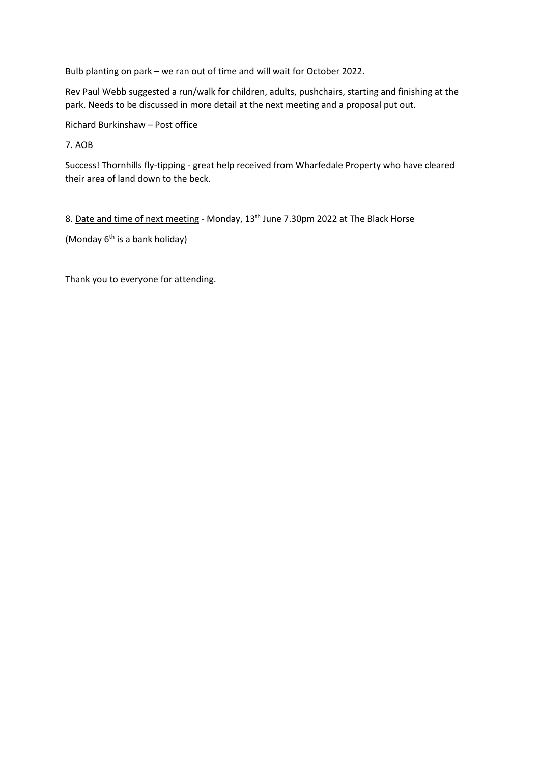Bulb planting on park – we ran out of time and will wait for October 2022.

Rev Paul Webb suggested a run/walk for children, adults, pushchairs, starting and finishing at the park. Needs to be discussed in more detail at the next meeting and a proposal put out.

Richard Burkinshaw – Post office

7. AOB

Success! Thornhills fly-tipping - great help received from Wharfedale Property who have cleared their area of land down to the beck.

8. Date and time of next meeting - Monday, 13th June 7.30pm 2022 at The Black Horse

(Monday 6th is a bank holiday)

Thank you to everyone for attending.